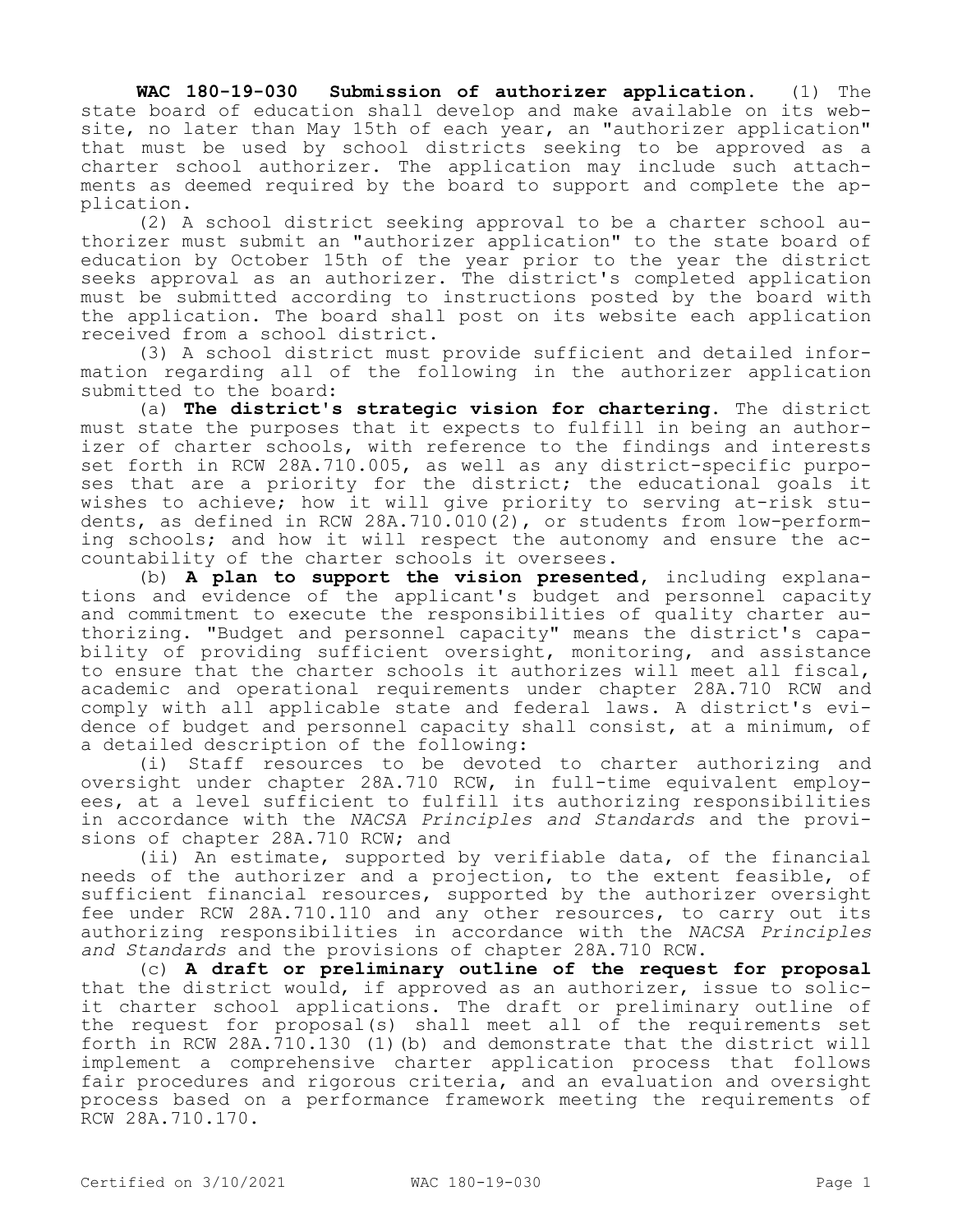**WAC 180-19-030 Submission of authorizer application.** (1) The state board of education shall develop and make available on its website, no later than May 15th of each year, an "authorizer application" that must be used by school districts seeking to be approved as a charter school authorizer. The application may include such attachments as deemed required by the board to support and complete the application.

(2) A school district seeking approval to be a charter school authorizer must submit an "authorizer application" to the state board of education by October 15th of the year prior to the year the district seeks approval as an authorizer. The district's completed application must be submitted according to instructions posted by the board with the application. The board shall post on its website each application received from a school district.

(3) A school district must provide sufficient and detailed information regarding all of the following in the authorizer application submitted to the board:

(a) **The district's strategic vision for chartering.** The district must state the purposes that it expects to fulfill in being an authorizer of charter schools, with reference to the findings and interests set forth in RCW 28A.710.005, as well as any district-specific purposes that are a priority for the district; the educational goals it wishes to achieve; how it will give priority to serving at-risk students, as defined in RCW 28A.710.010(2), or students from low-performing schools; and how it will respect the autonomy and ensure the accountability of the charter schools it oversees.

(b) **A plan to support the vision presented,** including explanations and evidence of the applicant's budget and personnel capacity and commitment to execute the responsibilities of quality charter authorizing. "Budget and personnel capacity" means the district's capability of providing sufficient oversight, monitoring, and assistance to ensure that the charter schools it authorizes will meet all fiscal, academic and operational requirements under chapter 28A.710 RCW and comply with all applicable state and federal laws. A district's evidence of budget and personnel capacity shall consist, at a minimum, of a detailed description of the following:

(i) Staff resources to be devoted to charter authorizing and oversight under chapter 28A.710 RCW, in full-time equivalent employees, at a level sufficient to fulfill its authorizing responsibilities in accordance with the *NACSA Principles and Standards* and the provisions of chapter 28A.710 RCW; and

(ii) An estimate, supported by verifiable data, of the financial needs of the authorizer and a projection, to the extent feasible, of sufficient financial resources, supported by the authorizer oversight fee under RCW 28A.710.110 and any other resources, to carry out its authorizing responsibilities in accordance with the *NACSA Principles and Standards* and the provisions of chapter 28A.710 RCW.

(c) **A draft or preliminary outline of the request for proposal** that the district would, if approved as an authorizer, issue to solicit charter school applications. The draft or preliminary outline of the request for proposal(s) shall meet all of the requirements set forth in RCW 28A.710.130 (1)(b) and demonstrate that the district will implement a comprehensive charter application process that follows fair procedures and rigorous criteria, and an evaluation and oversight process based on a performance framework meeting the requirements of RCW 28A.710.170.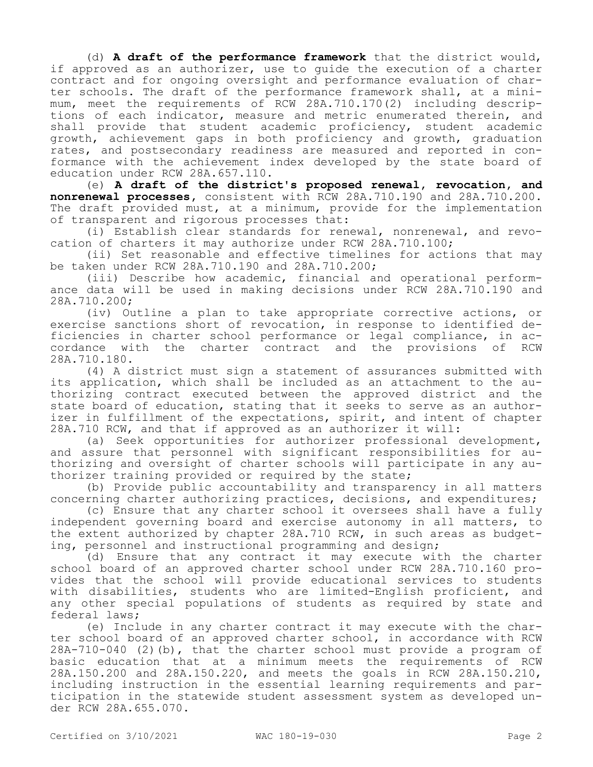(d) **A draft of the performance framework** that the district would, if approved as an authorizer, use to guide the execution of a charter contract and for ongoing oversight and performance evaluation of charter schools. The draft of the performance framework shall, at a minimum, meet the requirements of RCW 28A.710.170(2) including descriptions of each indicator, measure and metric enumerated therein, and shall provide that student academic proficiency, student academic growth, achievement gaps in both proficiency and growth, graduation rates, and postsecondary readiness are measured and reported in conformance with the achievement index developed by the state board of education under RCW 28A.657.110.

(e) **A draft of the district's proposed renewal, revocation, and nonrenewal processes**, consistent with RCW 28A.710.190 and 28A.710.200. The draft provided must, at a minimum, provide for the implementation of transparent and rigorous processes that:

(i) Establish clear standards for renewal, nonrenewal, and revocation of charters it may authorize under RCW 28A.710.100;

(ii) Set reasonable and effective timelines for actions that may be taken under RCW 28A.710.190 and 28A.710.200;

(iii) Describe how academic, financial and operational performance data will be used in making decisions under RCW 28A.710.190 and 28A.710.200;

(iv) Outline a plan to take appropriate corrective actions, or exercise sanctions short of revocation, in response to identified deficiencies in charter school performance or legal compliance, in accordance with the charter contract and the provisions of RCW 28A.710.180.

(4) A district must sign a statement of assurances submitted with its application, which shall be included as an attachment to the authorizing contract executed between the approved district and the state board of education, stating that it seeks to serve as an authorizer in fulfillment of the expectations, spirit, and intent of chapter 28A.710 RCW, and that if approved as an authorizer it will:

(a) Seek opportunities for authorizer professional development, and assure that personnel with significant responsibilities for authorizing and oversight of charter schools will participate in any authorizer training provided or required by the state;

(b) Provide public accountability and transparency in all matters concerning charter authorizing practices, decisions, and expenditures;

(c) Ensure that any charter school it oversees shall have a fully independent governing board and exercise autonomy in all matters, to the extent authorized by chapter 28A.710 RCW, in such areas as budgeting, personnel and instructional programming and design;

(d) Ensure that any contract it may execute with the charter school board of an approved charter school under RCW 28A.710.160 provides that the school will provide educational services to students with disabilities, students who are limited-English proficient, and any other special populations of students as required by state and federal laws;

(e) Include in any charter contract it may execute with the charter school board of an approved charter school, in accordance with RCW 28A-710-040 (2)(b), that the charter school must provide a program of basic education that at a minimum meets the requirements of RCW 28A.150.200 and 28A.150.220, and meets the goals in RCW 28A.150.210, including instruction in the essential learning requirements and participation in the statewide student assessment system as developed under RCW 28A.655.070.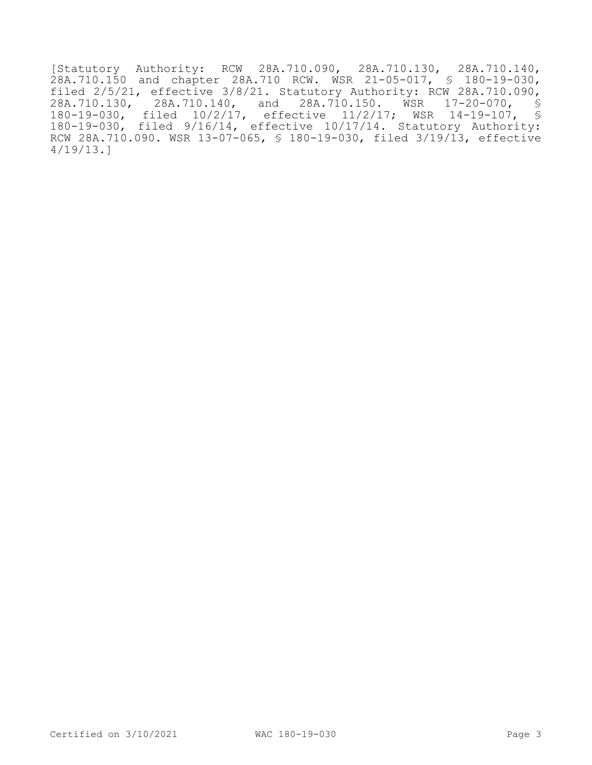[Statutory Authority: RCW 28A.710.090, 28A.710.130, 28A.710.140, 28A.710.150 and chapter 28A.710 RCW. WSR 21-05-017, § 180-19-030, filed 2/5/21, effective 3/8/21. Statutory Authority: RCW 28A.710.090, 28A.710.130, 28A.710.140, and 28A.710.150. WSR 17-20-070, § 180-19-030, filed 10/2/17, effective 11/2/17; WSR 14-19-107, § 180-19-030, filed 9/16/14, effective 10/17/14. Statutory Authority: RCW 28A.710.090. WSR 13-07-065, § 180-19-030, filed 3/19/13, effective 4/19/13.]